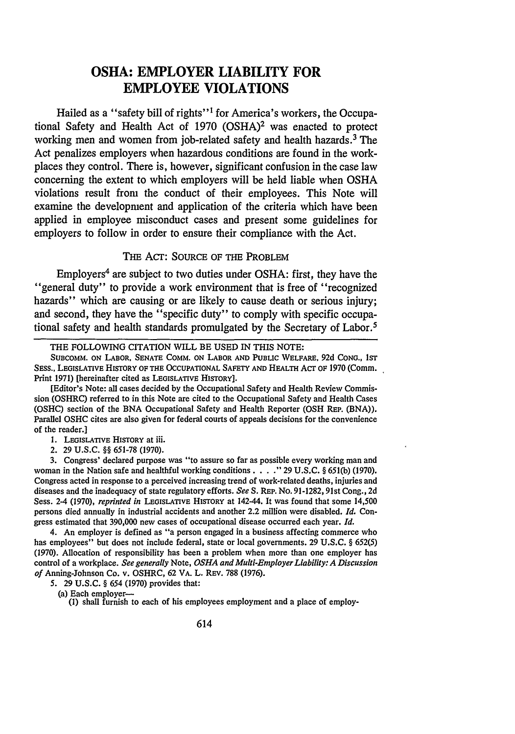# OSHA: EMPLOYER LIABILITY FOR EMPLOYEE VIOLATIONS

Hailed as a "safety bill of rights"[1] for America's workers, the Occupational Safety and Health Act of 1970 (OSHA)[2] was enacted to protect working men and women from job-related safety and health hazards.[3] The Act penalizes employers when hazardous conditions are found in the workplaces they control. There is, however, significant confusion in the case law concerning the extent to which employers will be held liable when OSHA violations result from the conduct of their employees. This Note will examine the development and application of the criteria which have been applied in employee misconduct cases and present some guidelines for employers to follow in order to ensure their compliance with the Act.

## THE ACT: SOURCE OF THE PROBLEM

Employers[4] are subject to two duties under OSHA: first, they have the "general duty" to provide a work environment that is free of "recognized hazards" which are causing or are likely to cause death or serious injury; and second, they have the "specific duty" to comply with specific occupational safety and health standards promulgated by the Secretary of Labor.[5]

---

THE FOLLOWING CITATION WILL BE USED IN THIS NOTE:

SUBCOMM. ON LABOR, SENATE COMM. ON LABOR AND PUBLIC WELFARE, 92d CONG., 1ST SESS., LEGISLATIVE HISTORY OF THE OCCUPATIONAL SAFETY AND HEALTH ACT OF 1970 (Comm. Print 1971) [hereinafter cited as LEGISLATIVE HISTORY].

[Editor's Note: all cases decided by the Occupational Safety and Health Review Commission (OSHRC) referred to in this Note are cited to the Occupational Safety and Health Cases (OSHC) section of the BNA Occupational Safety and Health Reporter (OSH REP. (BNA)). Parallel OSHC cites are also given for federal courts of appeals decisions for the convenience of the reader.]

1. LEGISLATIVE HISTORY at iii.

2. 29 U.S.C. §§ 651-78 (1970).

3. Congress' declared purpose was "to assure so far as possible every working man and woman in the Nation safe and healthful working conditions . . . ." 29 U.S.C. § 651(b) (1970). Congress acted in response to a perceived increasing trend of work-related deaths, injuries and diseases and the inadequacy of state regulatory efforts. *See* S. REP. No. 91-1282, 91st Cong., 2d Sess. 2-4 (1970), *reprinted in* LEGISLATIVE HISTORY at 142-44. It was found that some 14,500 persons died annually in industrial accidents and another 2.2 million were disabled. *Id.* Congress estimated that 390,000 new cases of occupational disease occurred each year. *Id.*

4. An employer is defined as "a person engaged in a business affecting commerce who has employees" but does not include federal, state or local governments. 29 U.S.C. § 652(5) (1970). Allocation of responsibility has been a problem when more than one employer has control of a workplace. *See generally* Note, *OSHA and Multi-Employer Liability: A Discussion of* Anning-Johnson Co. v. OSHRC, 62 VA. L. REV. 788 (1976).

5. 29 U.S.C. § 654 (1970) provides that:

(a) Each employer—
(1) shall furnish to each of his employees employment and a place of employ-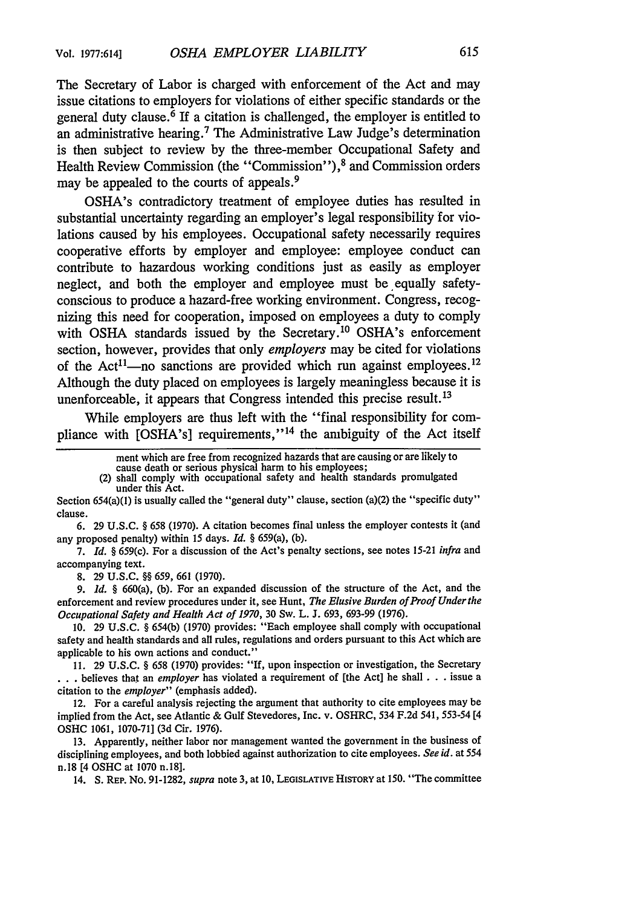The Secretary of Labor is charged with enforcement of the Act and may issue citations to employers for violations of either specific standards or the general duty clause.[6] If a citation is challenged, the employer is entitled to an administrative hearing.[7] The Administrative Law Judge's determination is then subject to review by the three-member Occupational Safety and Health Review Commission (the "Commission"),[8] and Commission orders may be appealed to the courts of appeals.[9]

OSHA's contradictory treatment of employee duties has resulted in substantial uncertainty regarding an employer's legal responsibility for violations caused by his employees. Occupational safety necessarily requires cooperative efforts by employer and employee: employee conduct can contribute to hazardous working conditions just as easily as employer neglect, and both the employer and employee must be equally safety-conscious to produce a hazard-free working environment. Congress, recognizing this need for cooperation, imposed on employees a duty to comply with OSHA standards issued by the Secretary.[10] OSHA's enforcement section, however, provides that only *employers* may be cited for violations of the Act[11]—no sanctions are provided which run against employees.[12] Although the duty placed on employees is largely meaningless because it is unenforceable, it appears that Congress intended this precise result.[13]

While employers are thus left with the "final responsibility for compliance with [OSHA's] requirements,"[14] the ambiguity of the Act itself

---

ment which are free from recognized hazards that are causing or are likely to cause death or serious physical harm to his employees;

(2) shall comply with occupational safety and health standards promulgated under this Act.

Section 654(a)(1) is usually called the "general duty" clause, section (a)(2) the "specific duty" clause.

6. 29 U.S.C. § 658 (1970). A citation becomes final unless the employer contests it (and any proposed penalty) within 15 days. *Id.* § 659(a), (b).

7. *Id.* § 659(c). For a discussion of the Act's penalty sections, see notes 15-21 *infra* and accompanying text.

8. 29 U.S.C. §§ 659, 661 (1970).

9. *Id.* § 660(a), (b). For an expanded discussion of the structure of the Act, and the enforcement and review procedures under it, see Hunt, *The Elusive Burden of Proof Under the Occupational Safety and Health Act of 1970*, 30 Sw. L. J. 693, 693-99 (1976).

10. 29 U.S.C. § 654(b) (1970) provides: "Each employee shall comply with occupational safety and health standards and all rules, regulations and orders pursuant to this Act which are applicable to his own actions and conduct."

11. 29 U.S.C. § 658 (1970) provides: "If, upon inspection or investigation, the Secretary . . . believes that an *employer* has violated a requirement of [the Act] he shall . . . issue a citation to the *employer*" (emphasis added).

12. For a careful analysis rejecting the argument that authority to cite employees may be implied from the Act, see Atlantic & Gulf Stevedores, Inc. v. OSHRC, 534 F.2d 541, 553-54 [4 OSHC 1061, 1070-71] (3d Cir. 1976).

13. Apparently, neither labor nor management wanted the government in the business of disciplining employees, and both lobbied against authorization to cite employees. *See id.* at 554 n.18 [4 OSHC at 1070 n.18].

14. S. REP. No. 91-1282, *supra* note 3, at 10, LEGISLATIVE HISTORY at 150. "The committee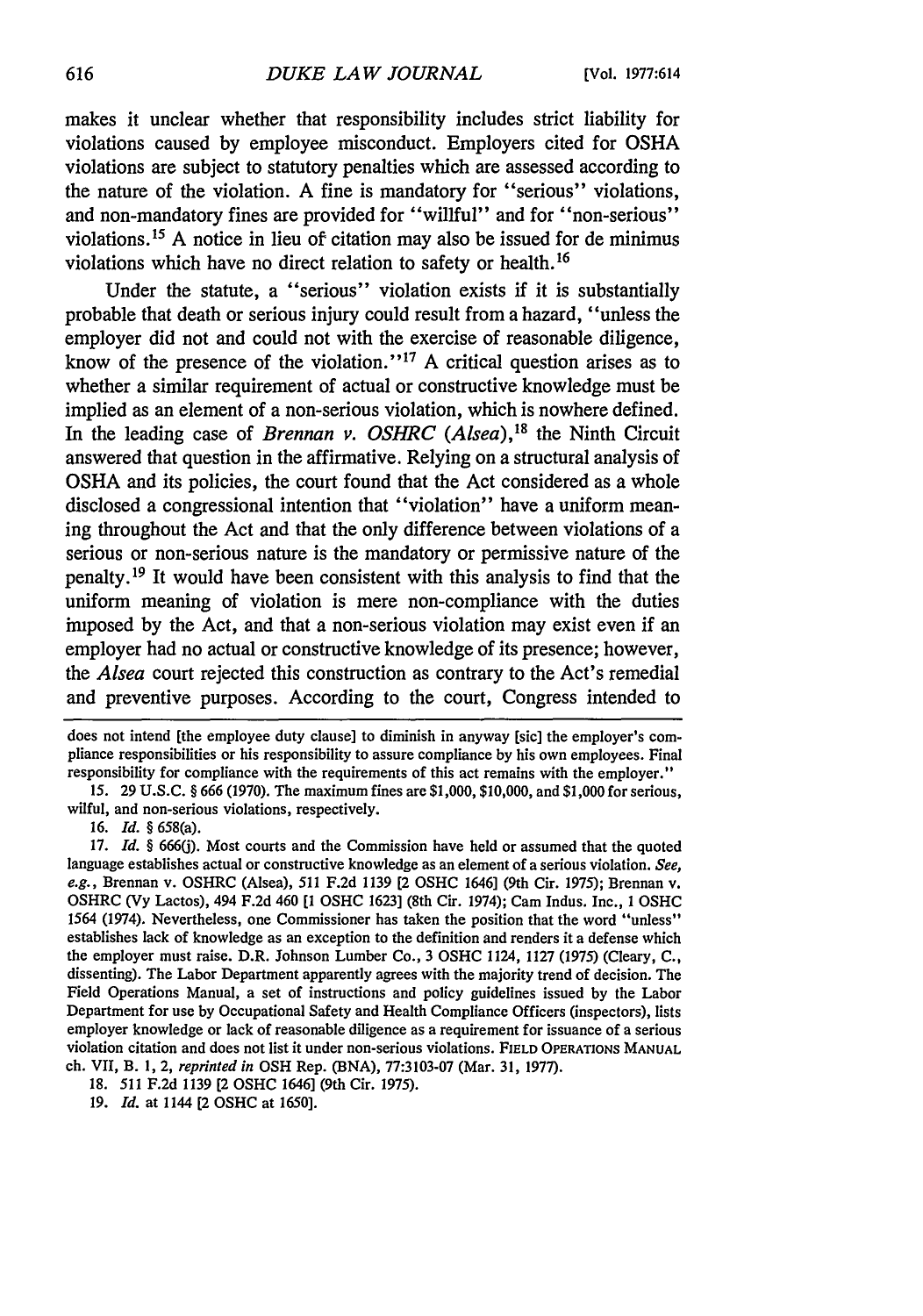makes it unclear whether that responsibility includes strict liability for violations caused by employee misconduct. Employers cited for OSHA violations are subject to statutory penalties which are assessed according to the nature of the violation. A fine is mandatory for "serious" violations, and non-mandatory fines are provided for "willful" and for "non-serious" violations.[15] A notice in lieu of citation may also be issued for de minimus violations which have no direct relation to safety or health.[16]

Under the statute, a "serious" violation exists if it is substantially probable that death or serious injury could result from a hazard, "unless the employer did not and could not with the exercise of reasonable diligence, know of the presence of the violation."[17] A critical question arises as to whether a similar requirement of actual or constructive knowledge must be implied as an element of a non-serious violation, which is nowhere defined. In the leading case of *Brennan v. OSHRC (Alsea)*,[18] the Ninth Circuit answered that question in the affirmative. Relying on a structural analysis of OSHA and its policies, the court found that the Act considered as a whole disclosed a congressional intention that "violation" have a uniform meaning throughout the Act and that the only difference between violations of a serious or non-serious nature is the mandatory or permissive nature of the penalty.[19] It would have been consistent with this analysis to find that the uniform meaning of violation is mere non-compliance with the duties imposed by the Act, and that a non-serious violation may exist even if an employer had no actual or constructive knowledge of its presence; however, the *Alsea* court rejected this construction as contrary to the Act's remedial and preventive purposes. According to the court, Congress intended to

---

does not intend [the employee duty clause] to diminish in anyway [sic] the employer's compliance responsibilities or his responsibility to assure compliance by his own employees. Final responsibility for compliance with the requirements of this act remains with the employer."

15. 29 U.S.C. § 666 (1970). The maximum fines are $1,000, $10,000, and $1,000 for serious, wilful, and non-serious violations, respectively.

16. *Id.* § 658(a).

17. *Id.* § 666(j). Most courts and the Commission have held or assumed that the quoted language establishes actual or constructive knowledge as an element of a serious violation. *See, e.g.*, Brennan v. OSHRC (Alsea), 511 F.2d 1139 [2 OSHC 1646] (9th Cir. 1975); Brennan v. OSHRC (Vy Lactos), 494 F.2d 460 [1 OSHC 1623] (8th Cir. 1974); Cam Indus. Inc., 1 OSHC 1564 (1974). Nevertheless, one Commissioner has taken the position that the word "unless" establishes lack of knowledge as an exception to the definition and renders it a defense which the employer must raise. D.R. Johnson Lumber Co., 3 OSHC 1124, 1127 (1975) (Cleary, C., dissenting). The Labor Department apparently agrees with the majority trend of decision. The Field Operations Manual, a set of instructions and policy guidelines issued by the Labor Department for use by Occupational Safety and Health Compliance Officers (inspectors), lists employer knowledge or lack of reasonable diligence as a requirement for issuance of a serious violation citation and does not list it under non-serious violations. FIELD OPERATIONS MANUAL ch. VII, B. 1, 2, *reprinted in* OSH Rep. (BNA), 77:3103-07 (Mar. 31, 1977).

18. 511 F.2d 1139 [2 OSHC 1646] (9th Cir. 1975).

19. *Id.* at 1144 [2 OSHC at 1650].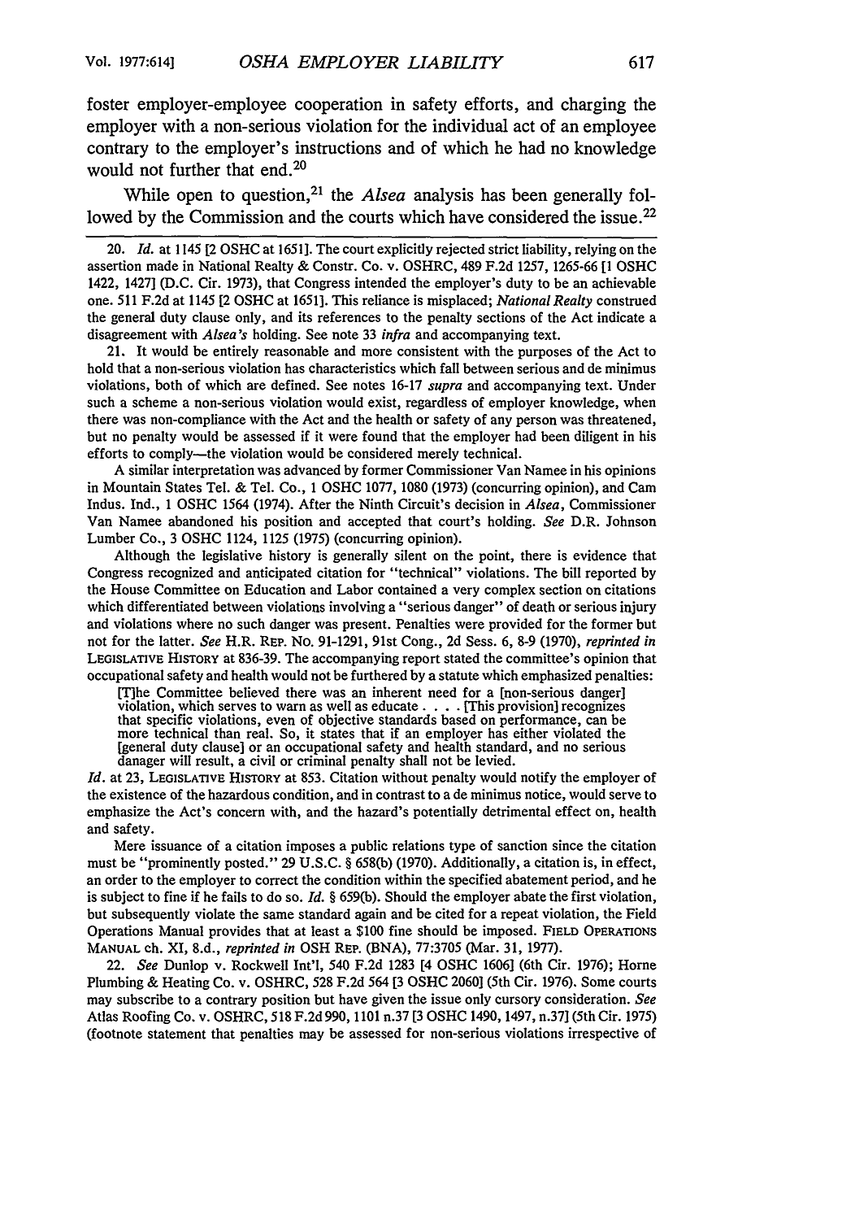foster employer-employee cooperation in safety efforts, and charging the employer with a non-serious violation for the individual act of an employee contrary to the employer's instructions and of which he had no knowledge would not further that end.[20]

While open to question,[21] the *Alsea* analysis has been generally followed by the Commission and the courts which have considered the issue.[22]

---

20. *Id.* at 1145 [2 OSHC at 1651]. The court explicitly rejected strict liability, relying on the assertion made in National Realty & Constr. Co. v. OSHRC, 489 F.2d 1257, 1265-66 [1 OSHC 1422, 1427] (D.C. Cir. 1973), that Congress intended the employer's duty to be an achievable one. 511 F.2d at 1145 [2 OSHC at 1651]. This reliance is misplaced; *National Realty* construed the general duty clause only, and its references to the penalty sections of the Act indicate a disagreement with *Alsea's* holding. See note 33 *infra* and accompanying text.

21. It would be entirely reasonable and more consistent with the purposes of the Act to hold that a non-serious violation has characteristics which fall between serious and de minimus violations, both of which are defined. See notes 16-17 *supra* and accompanying text. Under such a scheme a non-serious violation would exist, regardless of employer knowledge, when there was non-compliance with the Act and the health or safety of any person was threatened, but no penalty would be assessed if it were found that the employer had been diligent in his efforts to comply—the violation would be considered merely technical.

A similar interpretation was advanced by former Commissioner Van Namee in his opinions in Mountain States Tel. & Tel. Co., 1 OSHC 1077, 1080 (1973) (concurring opinion), and Cam Indus. Ind., 1 OSHC 1564 (1974). After the Ninth Circuit's decision in *Alsea*, Commissioner Van Namee abandoned his position and accepted that court's holding. *See* D.R. Johnson Lumber Co., 3 OSHC 1124, 1125 (1975) (concurring opinion).

Although the legislative history is generally silent on the point, there is evidence that Congress recognized and anticipated citation for "technical" violations. The bill reported by the House Committee on Education and Labor contained a very complex section on citations which differentiated between violations involving a "serious danger" of death or serious injury and violations where no such danger was present. Penalties were provided for the former but not for the latter. *See* H.R. REP. No. 91-1291, 91st Cong., 2d Sess. 6, 8-9 (1970), *reprinted in* LEGISLATIVE HISTORY at 836-39. The accompanying report stated the committee's opinion that occupational safety and health would not be furthered by a statute which emphasized penalties:

> [T]he Committee believed there was an inherent need for a [non-serious danger] violation, which serves to warn as well as educate . . . . [This provision] recognizes that specific violations, even of objective standards based on performance, can be more technical than real. So, it states that if an employer has either violated the [general duty clause] or an occupational safety and health standard, and no serious danager will result, a civil or criminal penalty shall not be levied.

*Id.* at 23, LEGISLATIVE HISTORY at 853. Citation without penalty would notify the employer of the existence of the hazardous condition, and in contrast to a de minimus notice, would serve to emphasize the Act's concern with, and the hazard's potentially detrimental effect on, health and safety.

Mere issuance of a citation imposes a public relations type of sanction since the citation must be "prominently posted." 29 U.S.C. § 658(b) (1970). Additionally, a citation is, in effect, an order to the employer to correct the condition within the specified abatement period, and he is subject to fine if he fails to do so. *Id.* § 659(b). Should the employer abate the first violation, but subsequently violate the same standard again and be cited for a repeat violation, the Field Operations Manual provides that at least a $100 fine should be imposed. FIELD OPERATIONS MANUAL ch. XI, 8.d., *reprinted in* OSH REP. (BNA), 77:3705 (Mar. 31, 1977).

22. *See* Dunlop v. Rockwell Int'l, 540 F.2d 1283 [4 OSHC 1606] (6th Cir. 1976); Horne Plumbing & Heating Co. v. OSHRC, 528 F.2d 564 [3 OSHC 2060] (5th Cir. 1976). Some courts may subscribe to a contrary position but have given the issue only cursory consideration. *See* Atlas Roofing Co. v. OSHRC, 518 F.2d 990, 1101 n.37 [3 OSHC 1490, 1497, n.37] (5th Cir. 1975) (footnote statement that penalties may be assessed for non-serious violations irrespective of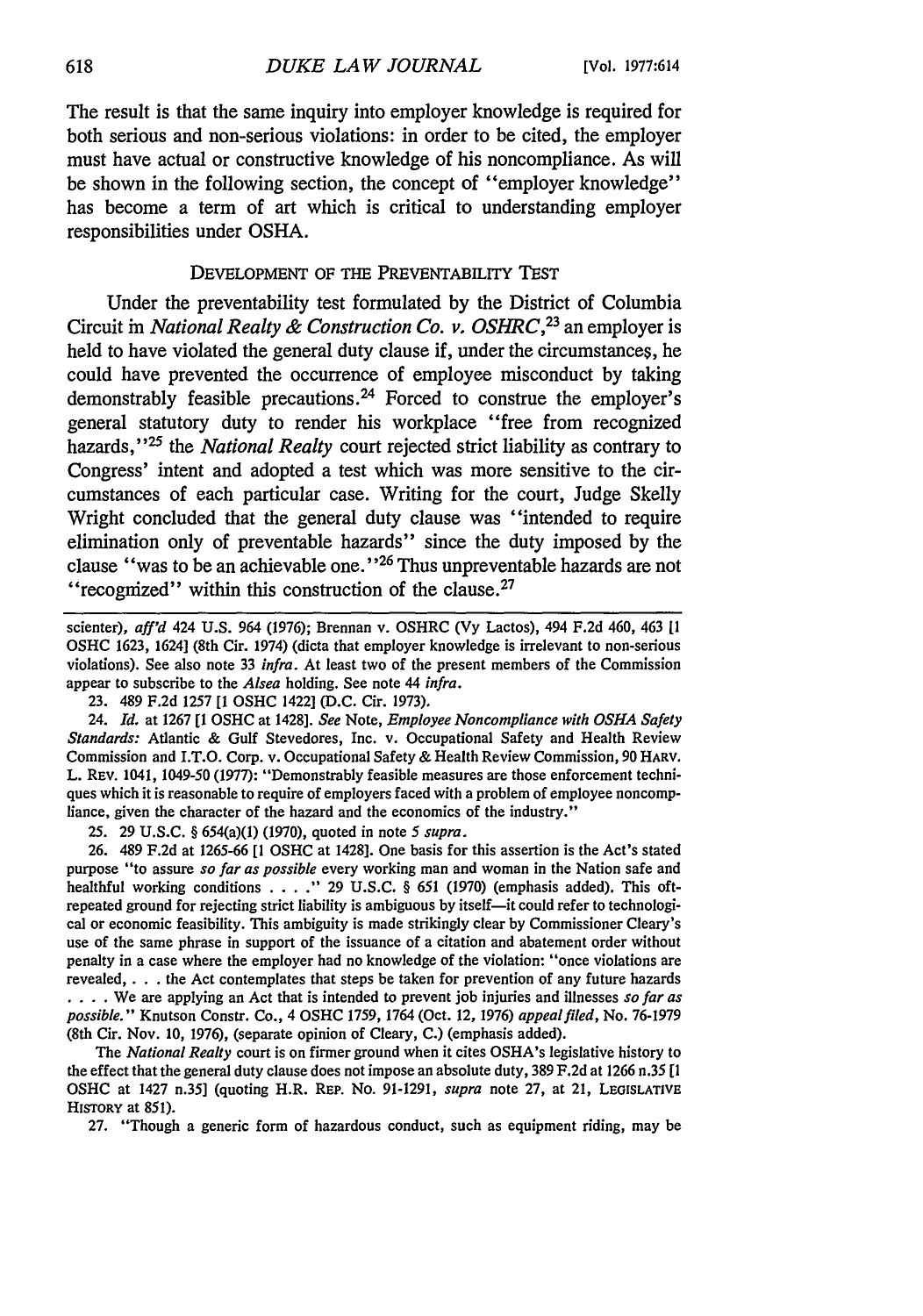The result is that the same inquiry into employer knowledge is required for both serious and non-serious violations: in order to be cited, the employer must have actual or constructive knowledge of his noncompliance. As will be shown in the following section, the concept of "employer knowledge" has become a term of art which is critical to understanding employer responsibilities under OSHA.

## DEVELOPMENT OF THE PREVENTABILITY TEST

Under the preventability test formulated by the District of Columbia Circuit in *National Realty & Construction Co. v. OSHRC*,[23] an employer is held to have violated the general duty clause if, under the circumstances, he could have prevented the occurrence of employee misconduct by taking demonstrably feasible precautions.[24] Forced to construe the employer's general statutory duty to render his workplace "free from recognized hazards,"[25] the *National Realty* court rejected strict liability as contrary to Congress' intent and adopted a test which was more sensitive to the circumstances of each particular case. Writing for the court, Judge Skelly Wright concluded that the general duty clause was "intended to require elimination only of preventable hazards" since the duty imposed by the clause "was to be an achievable one."[26] Thus unpreventable hazards are not "recognized" within this construction of the clause.[27]

---

scienter), *aff'd* 424 U.S. 964 (1976); Brennan v. OSHRC (Vy Lactos), 494 F.2d 460, 463 [1 OSHC 1623, 1624] (8th Cir. 1974) (dicta that employer knowledge is irrelevant to non-serious violations). See also note 33 *infra*. At least two of the present members of the Commission appear to subscribe to the *Alsea* holding. See note 44 *infra*.

23. 489 F.2d 1257 [1 OSHC 1422] (D.C. Cir. 1973).

24. *Id.* at 1267 [1 OSHC at 1428]. *See* Note, *Employee Noncompliance with OSHA Safety Standards:* Atlantic & Gulf Stevedores, Inc. v. Occupational Safety and Health Review Commission and I.T.O. Corp. v. Occupational Safety & Health Review Commission, 90 HARV. L. REV. 1041, 1049-50 (1977): "Demonstrably feasible measures are those enforcement techniques which it is reasonable to require of employers faced with a problem of employee noncompliance, given the character of the hazard and the economics of the industry."

25. 29 U.S.C. § 654(a)(1) (1970), quoted in note 5 *supra*.

26. 489 F.2d at 1265-66 [1 OSHC at 1428]. One basis for this assertion is the Act's stated purpose "to assure *so far as possible* every working man and woman in the Nation safe and healthful working conditions . . . ." 29 U.S.C. § 651 (1970) (emphasis added). This oft-repeated ground for rejecting strict liability is ambiguous by itself—it could refer to technological or economic feasibility. This ambiguity is made strikingly clear by Commissioner Cleary's use of the same phrase in support of the issuance of a citation and abatement order without penalty in a case where the employer had no knowledge of the violation: "once violations are revealed, . . . the Act contemplates that steps be taken for prevention of any future hazards . . . . We are applying an Act that is intended to prevent job injuries and illnesses *so far as possible*." Knutson Constr. Co., 4 OSHC 1759, 1764 (Oct. 12, 1976) *appeal filed*, No. 76-1979 (8th Cir. Nov. 10, 1976), (separate opinion of Cleary, C.) (emphasis added).

The *National Realty* court is on firmer ground when it cites OSHA's legislative history to the effect that the general duty clause does not impose an absolute duty, 389 F.2d at 1266 n.35 [1 OSHC at 1427 n.35] (quoting H.R. REP. No. 91-1291, *supra* note 27, at 21, LEGISLATIVE HISTORY at 851).

27. "Though a generic form of hazardous conduct, such as equipment riding, may be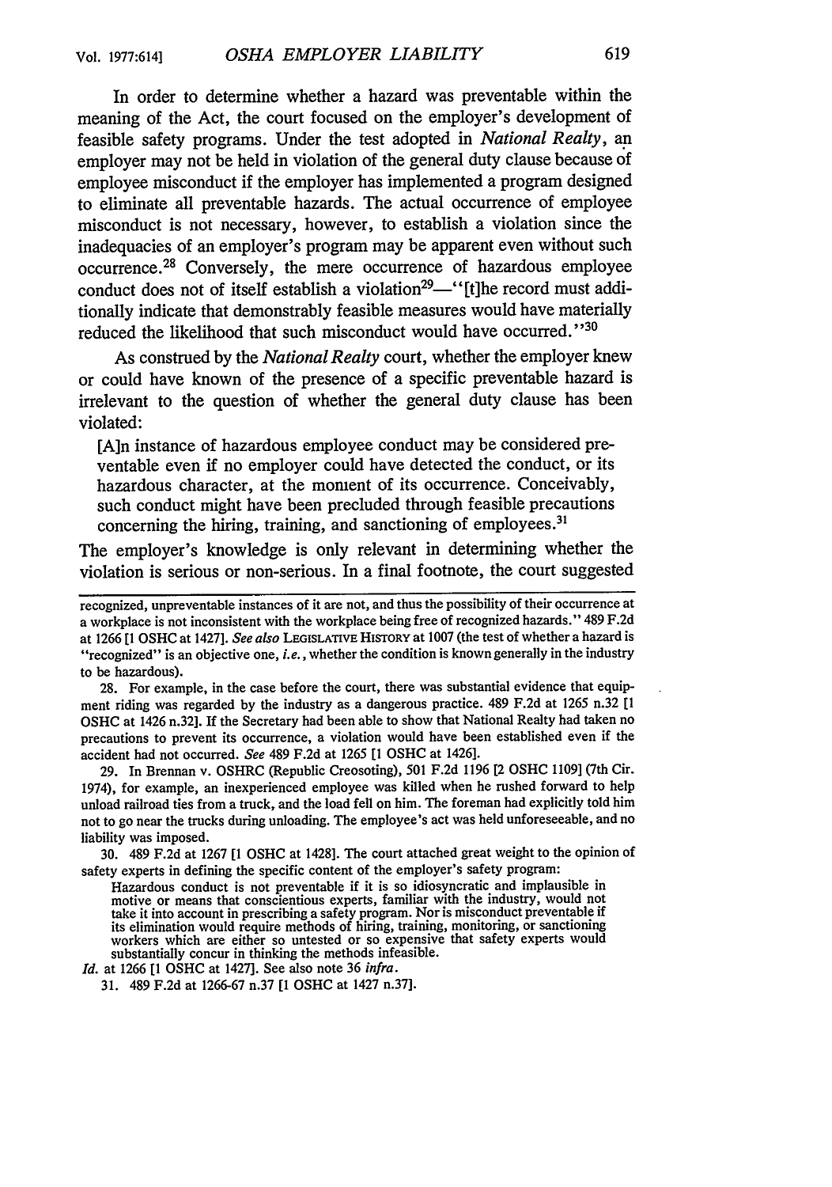In order to determine whether a hazard was preventable within the meaning of the Act, the court focused on the employer's development of feasible safety programs. Under the test adopted in *National Realty*, an employer may not be held in violation of the general duty clause because of employee misconduct if the employer has implemented a program designed to eliminate all preventable hazards. The actual occurrence of employee misconduct is not necessary, however, to establish a violation since the inadequacies of an employer's program may be apparent even without such occurrence.[28] Conversely, the mere occurrence of hazardous employee conduct does not of itself establish a violation[29]—"[t]he record must additionally indicate that demonstrably feasible measures would have materially reduced the likelihood that such misconduct would have occurred."[30]

As construed by the *National Realty* court, whether the employer knew or could have known of the presence of a specific preventable hazard is irrelevant to the question of whether the general duty clause has been violated:

> [A]n instance of hazardous employee conduct may be considered preventable even if no employer could have detected the conduct, or its hazardous character, at the moment of its occurrence. Conceivably, such conduct might have been precluded through feasible precautions concerning the hiring, training, and sanctioning of employees.[31]

The employer's knowledge is only relevant in determining whether the violation is serious or non-serious. In a final footnote, the court suggested

---

recognized, unpreventable instances of it are not, and thus the possibility of their occurrence at a workplace is not inconsistent with the workplace being free of recognized hazards." 489 F.2d at 1266 [1 OSHC at 1427]. *See also* LEGISLATIVE HISTORY at 1007 (the test of whether a hazard is "recognized" is an objective one, *i.e.*, whether the condition is known generally in the industry to be hazardous).

28. For example, in the case before the court, there was substantial evidence that equipment riding was regarded by the industry as a dangerous practice. 489 F.2d at 1265 n.32 [1 OSHC at 1426 n.32]. If the Secretary had been able to show that National Realty had taken no precautions to prevent its occurrence, a violation would have been established even if the accident had not occurred. *See* 489 F.2d at 1265 [1 OSHC at 1426].

29. In Brennan v. OSHRC (Republic Creosoting), 501 F.2d 1196 [2 OSHC 1109] (7th Cir. 1974), for example, an inexperienced employee was killed when he rushed forward to help unload railroad ties from a truck, and the load fell on him. The foreman had explicitly told him not to go near the trucks during unloading. The employee's act was held unforeseeable, and no liability was imposed.

30. 489 F.2d at 1267 [1 OSHC at 1428]. The court attached great weight to the opinion of safety experts in defining the specific content of the employer's safety program:

> Hazardous conduct is not preventable if it is so idiosyncratic and implausible in motive or means that conscientious experts, familiar with the industry, would not take it into account in prescribing a safety program. Nor is misconduct preventable if its elimination would require methods of hiring, training, monitoring, or sanctioning workers which are either so untested or so expensive that safety experts would substantially concur in thinking the methods infeasible.

*Id.* at 1266 [1 OSHC at 1427]. See also note 36 *infra*.

31. 489 F.2d at 1266-67 n.37 [1 OSHC at 1427 n.37].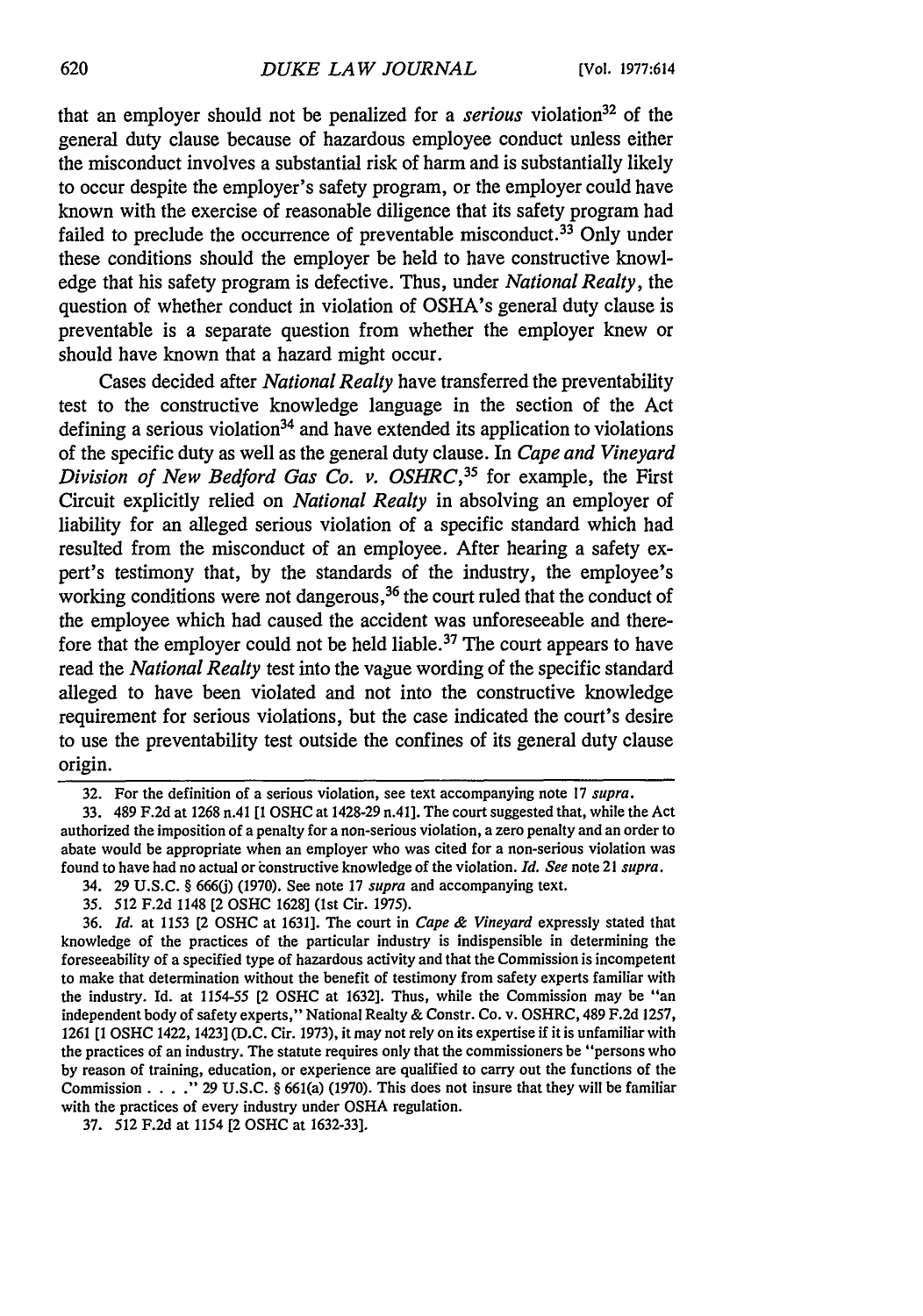that an employer should not be penalized for a *serious* violation[32] of the general duty clause because of hazardous employee conduct unless either the misconduct involves a substantial risk of harm and is substantially likely to occur despite the employer's safety program, or the employer could have known with the exercise of reasonable diligence that its safety program had failed to preclude the occurrence of preventable misconduct.[33] Only under these conditions should the employer be held to have constructive knowledge that his safety program is defective. Thus, under *National Realty*, the question of whether conduct in violation of OSHA's general duty clause is preventable is a separate question from whether the employer knew or should have known that a hazard might occur.

Cases decided after *National Realty* have transferred the preventability test to the constructive knowledge language in the section of the Act defining a serious violation[34] and have extended its application to violations of the specific duty as well as the general duty clause. In *Cape and Vineyard Division of New Bedford Gas Co. v. OSHRC*,[35] for example, the First Circuit explicitly relied on *National Realty* in absolving an employer of liability for an alleged serious violation of a specific standard which had resulted from the misconduct of an employee. After hearing a safety expert's testimony that, by the standards of the industry, the employee's working conditions were not dangerous,[36] the court ruled that the conduct of the employee which had caused the accident was unforeseeable and therefore that the employer could not be held liable.[37] The court appears to have read the *National Realty* test into the vague wording of the specific standard alleged to have been violated and not into the constructive knowledge requirement for serious violations, but the case indicated the court's desire to use the preventability test outside the confines of its general duty clause origin.

---

32. For the definition of a serious violation, see text accompanying note 17 *supra*.

33. 489 F.2d at 1268 n.41 [1 OSHC at 1428-29 n.41]. The court suggested that, while the Act authorized the imposition of a penalty for a non-serious violation, a zero penalty and an order to abate would be appropriate when an employer who was cited for a non-serious violation was found to have had no actual or constructive knowledge of the violation. *Id. See* note 21 *supra*.

34. 29 U.S.C. § 666(j) (1970). See note 17 *supra* and accompanying text.

35. 512 F.2d 1148 [2 OSHC 1628] (1st Cir. 1975).

36. *Id.* at 1153 [2 OSHC at 1631]. The court in *Cape & Vineyard* expressly stated that knowledge of the practices of the particular industry is indispensible in determining the foreseeability of a specified type of hazardous activity and that the Commission is incompetent to make that determination without the benefit of testimony from safety experts familiar with the industry. Id. at 1154-55 [2 OSHC at 1632]. Thus, while the Commission may be "an independent body of safety experts," National Realty & Constr. Co. v. OSHRC, 489 F.2d 1257, 1261 [1 OSHC 1422, 1423] (D.C. Cir. 1973), it may not rely on its expertise if it is unfamiliar with the practices of an industry. The statute requires only that the commissioners be "persons who by reason of training, education, or experience are qualified to carry out the functions of the Commission . . . ." 29 U.S.C. § 661(a) (1970). This does not insure that they will be familiar with the practices of every industry under OSHA regulation.

37. 512 F.2d at 1154 [2 OSHC at 1632-33].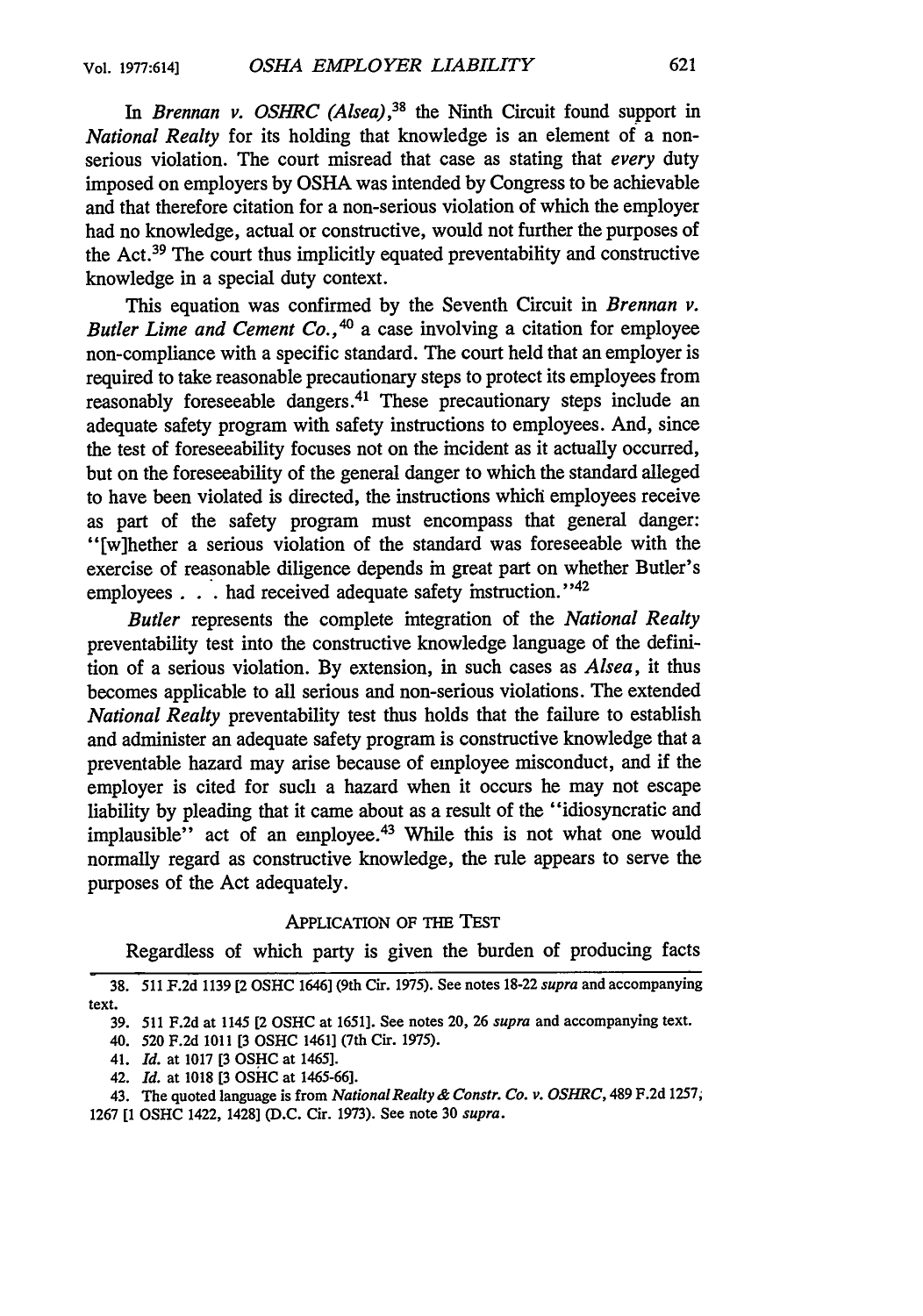In *Brennan v. OSHRC (Alsea)*,[38] the Ninth Circuit found support in *National Realty* for its holding that knowledge is an element of a non-serious violation. The court misread that case as stating that *every* duty imposed on employers by OSHA was intended by Congress to be achievable and that therefore citation for a non-serious violation of which the employer had no knowledge, actual or constructive, would not further the purposes of the Act.[39] The court thus implicitly equated preventability and constructive knowledge in a special duty context.

This equation was confirmed by the Seventh Circuit in *Brennan v. Butler Lime and Cement Co.*,[40] a case involving a citation for employee non-compliance with a specific standard. The court held that an employer is required to take reasonable precautionary steps to protect its employees from reasonably foreseeable dangers.[41] These precautionary steps include an adequate safety program with safety instructions to employees. And, since the test of foreseeability focuses not on the incident as it actually occurred, but on the foreseeability of the general danger to which the standard alleged to have been violated is directed, the instructions which employees receive as part of the safety program must encompass that general danger: "[w]hether a serious violation of the standard was foreseeable with the exercise of reasonable diligence depends in great part on whether Butler's employees . . . had received adequate safety instruction."[42]

*Butler* represents the complete integration of the *National Realty* preventability test into the constructive knowledge language of the definition of a serious violation. By extension, in such cases as *Alsea*, it thus becomes applicable to all serious and non-serious violations. The extended *National Realty* preventability test thus holds that the failure to establish and administer an adequate safety program is constructive knowledge that a preventable hazard may arise because of employee misconduct, and if the employer is cited for such a hazard when it occurs he may not escape liability by pleading that it came about as a result of the "idiosyncratic and implausible" act of an employee.[43] While this is not what one would normally regard as constructive knowledge, the rule appears to serve the purposes of the Act adequately.

## APPLICATION OF THE TEST

Regardless of which party is given the burden of producing facts

---

38. 511 F.2d 1139 [2 OSHC 1646] (9th Cir. 1975). See notes 18-22 *supra* and accompanying text.

39. 511 F.2d at 1145 [2 OSHC at 1651]. See notes 20, 26 *supra* and accompanying text.

40. 520 F.2d 1011 [3 OSHC 1461] (7th Cir. 1975).

41. *Id.* at 1017 [3 OSHC at 1465].

42. *Id.* at 1018 [3 OSHC at 1465-66].

43. The quoted language is from *National Realty & Constr. Co. v. OSHRC*, 489 F.2d 1257, 1267 [1 OSHC 1422, 1428] (D.C. Cir. 1973). See note 30 *supra*.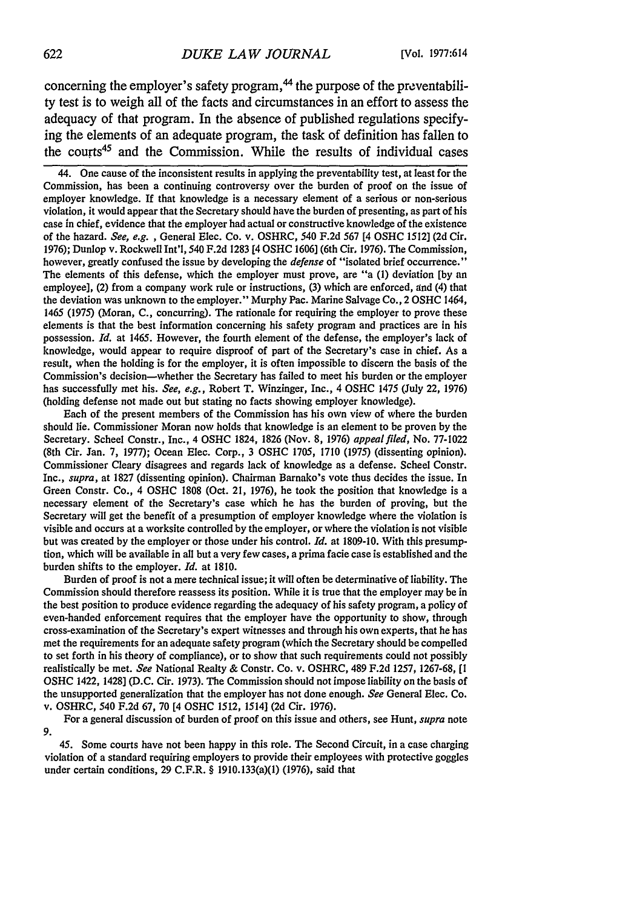concerning the employer's safety program,[44] the purpose of the preventability test is to weigh all of the facts and circumstances in an effort to assess the adequacy of that program. In the absence of published regulations specifying the elements of an adequate program, the task of definition has fallen to the courts[45] and the Commission. While the results of individual cases

---

44. One cause of the inconsistent results in applying the preventability test, at least for the Commission, has been a continuing controversy over the burden of proof on the issue of employer knowledge. If that knowledge is a necessary element of a serious or non-serious violation, it would appear that the Secretary should have the burden of presenting, as part of his case in chief, evidence that the employer had actual or constructive knowledge of the existence of the hazard. *See, e.g.*, General Elec. Co. v. OSHRC, 540 F.2d 567 [4 OSHC 1512] (2d Cir. 1976); Dunlop v. Rockwell Int'l, 540 F.2d 1283 [4 OSHC 1606] (6th Cir. 1976). The Commission, however, greatly confused the issue by developing the *defense* of "isolated brief occurrence." The elements of this defense, which the employer must prove, are "a (1) deviation [by an employee], (2) from a company work rule or instructions, (3) which are enforced, and (4) that the deviation was unknown to the employer." Murphy Pac. Marine Salvage Co., 2 OSHC 1464, 1465 (1975) (Moran, C., concurring). The rationale for requiring the employer to prove these elements is that the best information concerning his safety program and practices are in his possession. *Id.* at 1465. However, the fourth element of the defense, the employer's lack of knowledge, would appear to require disproof of part of the Secretary's case in chief. As a result, when the holding is for the employer, it is often impossible to discern the basis of the Commission's decision—whether the Secretary has failed to meet his burden or the employer has successfully met his. *See, e.g.*, Robert T. Winzinger, Inc., 4 OSHC 1475 (July 22, 1976) (holding defense not made out but stating no facts showing employer knowledge).

Each of the present members of the Commission has his own view of where the burden should lie. Commissioner Moran now holds that knowledge is an element to be proven by the Secretary. Scheel Constr., Inc., 4 OSHC 1824, 1826 (Nov. 8, 1976) *appeal filed*, No. 77-1022 (8th Cir. Jan. 7, 1977); Ocean Elec. Corp., 3 OSHC 1705, 1710 (1975) (dissenting opinion). Commissioner Cleary disagrees and regards lack of knowledge as a defense. Scheel Constr. Inc., *supra*, at 1827 (dissenting opinion). Chairman Barnako's vote thus decides the issue. In Green Constr. Co., 4 OSHC 1808 (Oct. 21, 1976), he took the position that knowledge is a necessary element of the Secretary's case which he has the burden of proving, but the Secretary will get the benefit of a presumption of employer knowledge where the violation is visible and occurs at a worksite controlled by the employer, or where the violation is not visible but was created by the employer or those under his control. *Id.* at 1809-10. With this presumption, which will be available in all but a very few cases, a prima facie case is established and the burden shifts to the employer. *Id.* at 1810.

Burden of proof is not a mere technical issue; it will often be determinative of liability. The Commission should therefore reassess its position. While it is true that the employer may be in the best position to produce evidence regarding the adequacy of his safety program, a policy of even-handed enforcement requires that the employer have the opportunity to show, through cross-examination of the Secretary's expert witnesses and through his own experts, that he has met the requirements for an adequate safety program (which the Secretary should be compelled to set forth in his theory of compliance), or to show that such requirements could not possibly realistically be met. *See* National Realty & Constr. Co. v. OSHRC, 489 F.2d 1257, 1267-68, [1 OSHC 1422, 1428] (D.C. Cir. 1973). The Commission should not impose liability on the basis of the unsupported generalization that the employer has not done enough. *See* General Elec. Co. v. OSHRC, 540 F.2d 67, 70 [4 OSHC 1512, 1514] (2d Cir. 1976).

For a general discussion of burden of proof on this issue and others, see Hunt, *supra* note 9.

45. Some courts have not been happy in this role. The Second Circuit, in a case charging violation of a standard requiring employers to provide their employees with protective goggles under certain conditions, 29 C.F.R. § 1910.133(a)(1) (1976), said that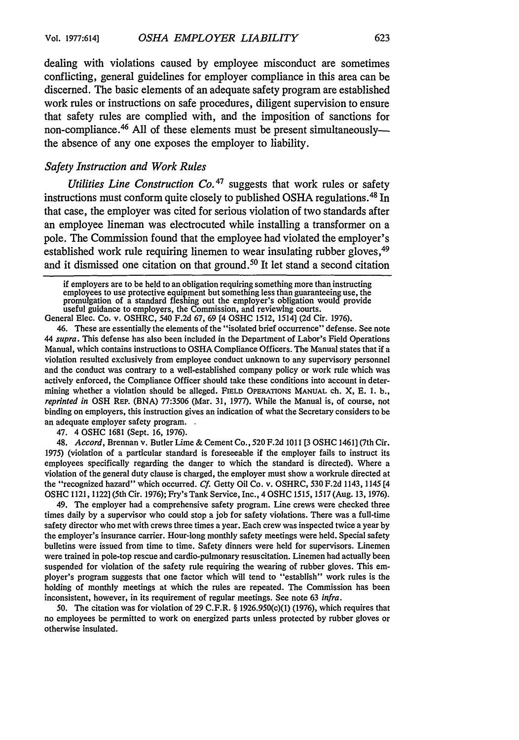dealing with violations caused by employee misconduct are sometimes conflicting, general guidelines for employer compliance in this area can be discerned. The basic elements of an adequate safety program are established work rules or instructions on safe procedures, diligent supervision to ensure that safety rules are complied with, and the imposition of sanctions for non-compliance.[46] All of these elements must be present simultaneously—the absence of any one exposes the employer to liability.

### *Safety Instruction and Work Rules*

*Utilities Line Construction Co.*[47] suggests that work rules or safety instructions must conform quite closely to published OSHA regulations.[48] In that case, the employer was cited for serious violation of two standards after an employee lineman was electrocuted while installing a transformer on a pole. The Commission found that the employee had violated the employer's established work rule requiring linemen to wear insulating rubber gloves,[49] and it dismissed one citation on that ground.[50] It let stand a second citation

---

> if employers are to be held to an obligation requiring something more than instructing employees to use protective equipment but something less than guaranteeing use, the promulgation of a standard fleshing out the employer's obligation would provide useful guidance to employers, the Commission, and reviewing courts.

General Elec. Co. v. OSHRC, 540 F.2d 67, 69 [4 OSHC 1512, 1514] (2d Cir. 1976).

46. These are essentially the elements of the "isolated brief occurrence" defense. See note 44 *supra*. This defense has also been included in the Department of Labor's Field Operations Manual, which contains instructions to OSHA Compliance Officers. The Manual states that if a violation resulted exclusively from employee conduct unknown to any supervisory personnel and the conduct was contrary to a well-established company policy or work rule which was actively enforced, the Compliance Officer should take these conditions into account in determining whether a violation should be alleged. FIELD OPERATIONS MANUAL ch. X, E. 1. b., *reprinted in* OSH REP. (BNA) 77:3506 (Mar. 31, 1977). While the Manual is, of course, not binding on employers, this instruction gives an indication of what the Secretary considers to be an adequate employer safety program.

47. 4 OSHC 1681 (Sept. 16, 1976).

48. *Accord*, Brennan v. Butler Lime & Cement Co., 520 F.2d 1011 [3 OSHC 1461] (7th Cir. 1975) (violation of a particular standard is foreseeable if the employer fails to instruct its employees specifically regarding the danger to which the standard is directed). Where a violation of the general duty clause is charged, the employer must show a workrule directed at the "recognized hazard" which occurred. *Cf.* Getty Oil Co. v. OSHRC, 530 F.2d 1143, 1145 [4 OSHC 1121, 1122] (5th Cir. 1976); Fry's Tank Service, Inc., 4 OSHC 1515, 1517 (Aug. 13, 1976).

49. The employer had a comprehensive safety program. Line crews were checked three times daily by a supervisor who could stop a job for safety violations. There was a full-time safety director who met with crews three times a year. Each crew was inspected twice a year by the employer's insurance carrier. Hour-long monthly safety meetings were held. Special safety bulletins were issued from time to time. Safety dinners were held for supervisors. Linemen were trained in pole-top rescue and cardio-pulmonary resuscitation. Linemen had actually been suspended for violation of the safety rule requiring the wearing of rubber gloves. This employer's program suggests that one factor which will tend to "establish" work rules is the holding of monthly meetings at which the rules are repeated. The Commission has been inconsistent, however, in its requirement of regular meetings. See note 63 *infra*.

50. The citation was for violation of 29 C.F.R. § 1926.950(c)(1) (1976), which requires that no employees be permitted to work on energized parts unless protected by rubber gloves or otherwise insulated.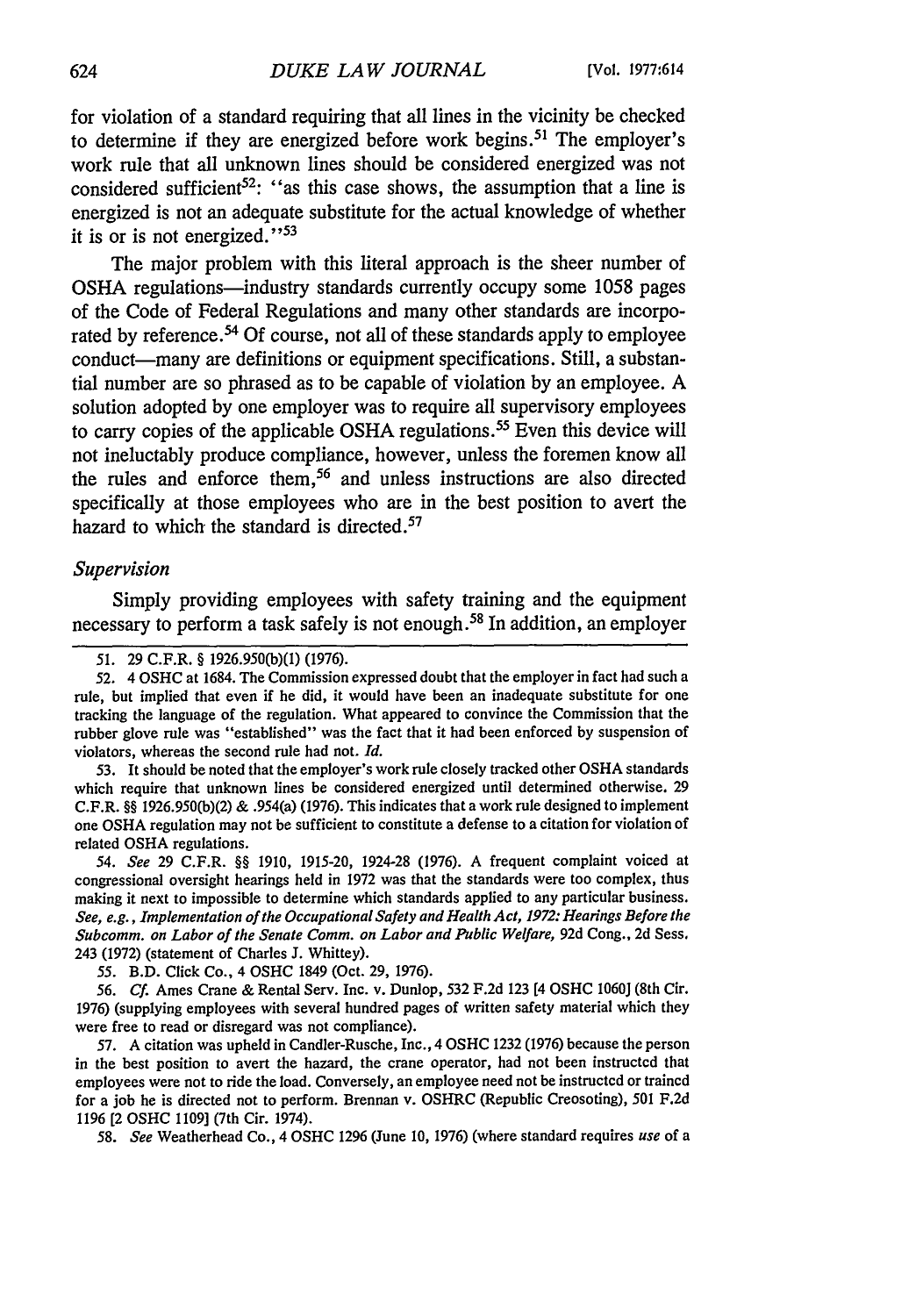for violation of a standard requiring that all lines in the vicinity be checked to determine if they are energized before work begins.[51] The employer's work rule that all unknown lines should be considered energized was not considered sufficient[52]: "as this case shows, the assumption that a line is energized is not an adequate substitute for the actual knowledge of whether it is or is not energized."[53]

The major problem with this literal approach is the sheer number of OSHA regulations—industry standards currently occupy some 1058 pages of the Code of Federal Regulations and many other standards are incorporated by reference.[54] Of course, not all of these standards apply to employee conduct—many are definitions or equipment specifications. Still, a substantial number are so phrased as to be capable of violation by an employee. A solution adopted by one employer was to require all supervisory employees to carry copies of the applicable OSHA regulations.[55] Even this device will not ineluctably produce compliance, however, unless the foremen know all the rules and enforce them,[56] and unless instructions are also directed specifically at those employees who are in the best position to avert the hazard to which the standard is directed.[57]

*Supervision*

Simply providing employees with safety training and the equipment necessary to perform a task safely is not enough.[58] In addition, an employer

51. 29 C.F.R. § 1926.950(b)(1) (1976).

52. 4 OSHC at 1684. The Commission expressed doubt that the employer in fact had such a rule, but implied that even if he did, it would have been an inadequate substitute for one tracking the language of the regulation. What appeared to convince the Commission that the rubber glove rule was "established" was the fact that it had been enforced by suspension of violators, whereas the second rule had not. *Id.*

53. It should be noted that the employer's work rule closely tracked other OSHA standards which require that unknown lines be considered energized until determined otherwise. 29 C.F.R. §§ 1926.950(b)(2) & .954(a) (1976). This indicates that a work rule designed to implement one OSHA regulation may not be sufficient to constitute a defense to a citation for violation of related OSHA regulations.

54. *See* 29 C.F.R. §§ 1910, 1915-20, 1924-28 (1976). A frequent complaint voiced at congressional oversight hearings held in 1972 was that the standards were too complex, thus making it next to impossible to determine which standards applied to any particular business. *See, e.g., Implementation of the Occupational Safety and Health Act, 1972: Hearings Before the Subcomm. on Labor of the Senate Comm. on Labor and Public Welfare,* 92d Cong., 2d Sess. 243 (1972) (statement of Charles J. Whittey).

55. B.D. Click Co., 4 OSHC 1849 (Oct. 29, 1976).

56. *Cf.* Ames Crane & Rental Serv. Inc. v. Dunlop, 532 F.2d 123 [4 OSHC 1060] (8th Cir. 1976) (supplying employees with several hundred pages of written safety material which they were free to read or disregard was not compliance).

57. A citation was upheld in Candler-Rusche, Inc., 4 OSHC 1232 (1976) because the person in the best position to avert the hazard, the crane operator, had not been instructed that employees were not to ride the load. Conversely, an employee need not be instructed or trained for a job he is directed not to perform. Brennan v. OSHRC (Republic Creosoting), 501 F.2d 1196 [2 OSHC 1109] (7th Cir. 1974).

58. *See* Weatherhead Co., 4 OSHC 1296 (June 10, 1976) (where standard requires *use* of a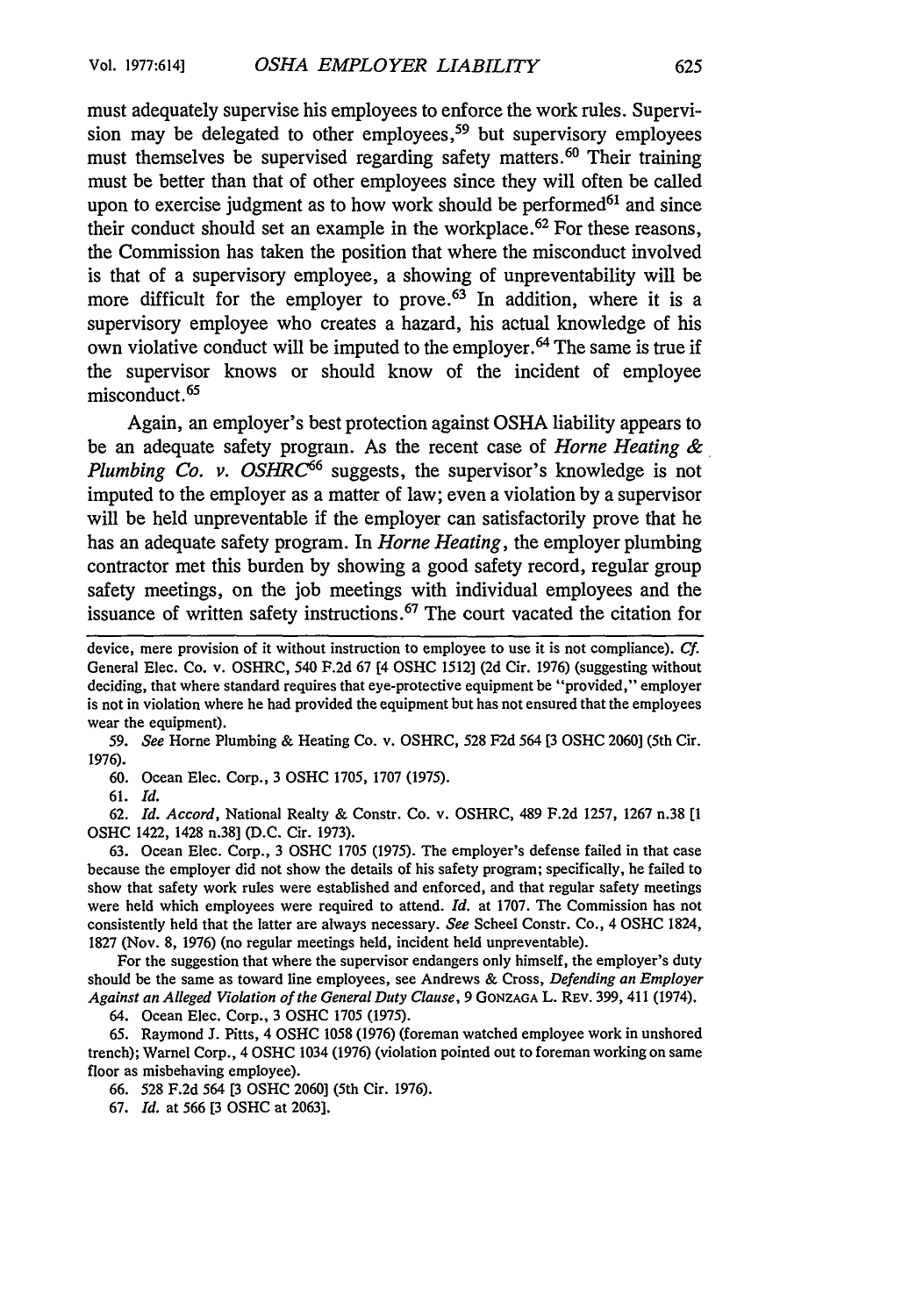must adequately supervise his employees to enforce the work rules. Supervision may be delegated to other employees,[59] but supervisory employees must themselves be supervised regarding safety matters.[60] Their training must be better than that of other employees since they will often be called upon to exercise judgment as to how work should be performed[61] and since their conduct should set an example in the workplace.[62] For these reasons, the Commission has taken the position that where the misconduct involved is that of a supervisory employee, a showing of unpreventability will be more difficult for the employer to prove.[63] In addition, where it is a supervisory employee who creates a hazard, his actual knowledge of his own violative conduct will be imputed to the employer.[64] The same is true if the supervisor knows or should know of the incident of employee misconduct.[65]

Again, an employer's best protection against OSHA liability appears to be an adequate safety program. As the recent case of *Horne Heating & Plumbing Co. v. OSHRC*[66] suggests, the supervisor's knowledge is not imputed to the employer as a matter of law; even a violation by a supervisor will be held unpreventable if the employer can satisfactorily prove that he has an adequate safety program. In *Horne Heating*, the employer plumbing contractor met this burden by showing a good safety record, regular group safety meetings, on the job meetings with individual employees and the issuance of written safety instructions.[67] The court vacated the citation for

---

device, mere provision of it without instruction to employee to use it is not compliance). *Cf.* General Elec. Co. v. OSHRC, 540 F.2d 67 [4 OSHC 1512] (2d Cir. 1976) (suggesting without deciding, that where standard requires that eye-protective equipment be "provided," employer is not in violation where he had provided the equipment but has not ensured that the employees wear the equipment).

59. *See* Horne Plumbing & Heating Co. v. OSHRC, 528 F2d 564 [3 OSHC 2060] (5th Cir. 1976).

60. Ocean Elec. Corp., 3 OSHC 1705, 1707 (1975).

61. *Id.*

62. *Id. Accord*, National Realty & Constr. Co. v. OSHRC, 489 F.2d 1257, 1267 n.38 [1 OSHC 1422, 1428 n.38] (D.C. Cir. 1973).

63. Ocean Elec. Corp., 3 OSHC 1705 (1975). The employer's defense failed in that case because the employer did not show the details of his safety program; specifically, he failed to show that safety work rules were established and enforced, and that regular safety meetings were held which employees were required to attend. *Id.* at 1707. The Commission has not consistently held that the latter are always necessary. *See* Scheel Constr. Co., 4 OSHC 1824, 1827 (Nov. 8, 1976) (no regular meetings held, incident held unpreventable).

For the suggestion that where the supervisor endangers only himself, the employer's duty should be the same as toward line employees, see Andrews & Cross, *Defending an Employer Against an Alleged Violation of the General Duty Clause*, 9 GONZAGA L. REV. 399, 411 (1974).

64. Ocean Elec. Corp., 3 OSHC 1705 (1975).

65. Raymond J. Pitts, 4 OSHC 1058 (1976) (foreman watched employee work in unshored trench); Warnel Corp., 4 OSHC 1034 (1976) (violation pointed out to foreman working on same floor as misbehaving employee).

66. 528 F.2d 564 [3 OSHC 2060] (5th Cir. 1976).

67. *Id.* at 566 [3 OSHC at 2063].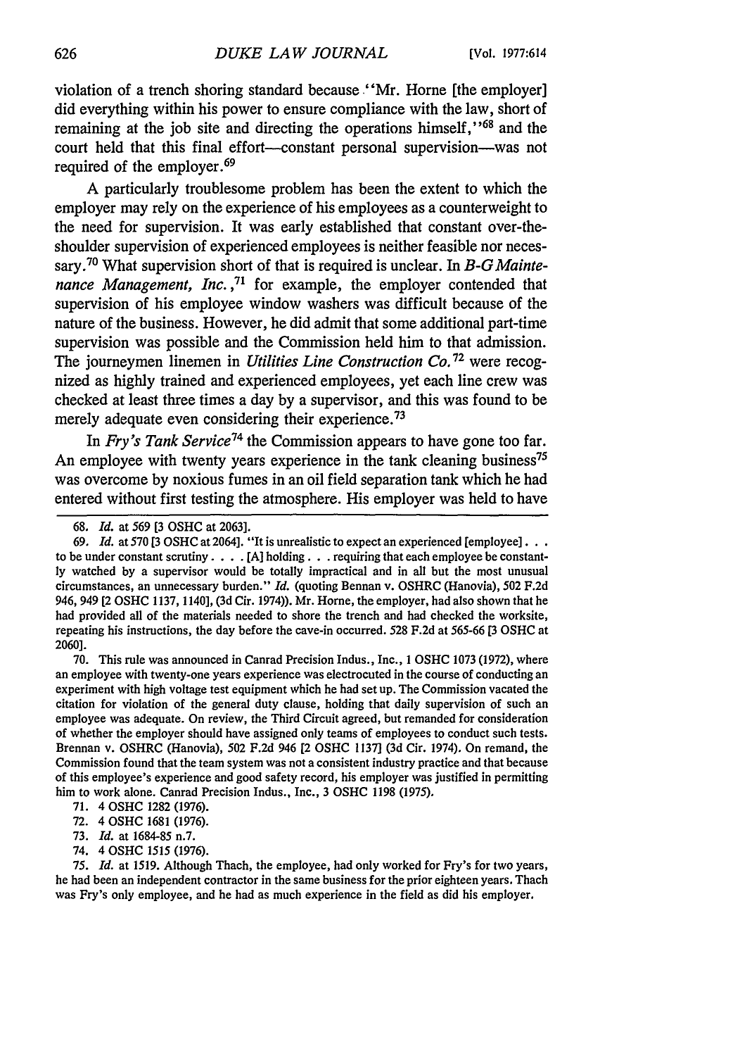violation of a trench shoring standard because "Mr. Horne [the employer] did everything within his power to ensure compliance with the law, short of remaining at the job site and directing the operations himself,"[68] and the court held that this final effort—constant personal supervision—was not required of the employer.[69]

A particularly troublesome problem has been the extent to which the employer may rely on the experience of his employees as a counterweight to the need for supervision. It was early established that constant over-the-shoulder supervision of experienced employees is neither feasible nor necessary.[70] What supervision short of that is required is unclear. In *B-G Maintenance Management, Inc.*,[71] for example, the employer contended that supervision of his employee window washers was difficult because of the nature of the business. However, he did admit that some additional part-time supervision was possible and the Commission held him to that admission. The journeymen linemen in *Utilities Line Construction Co.*[72] were recognized as highly trained and experienced employees, yet each line crew was checked at least three times a day by a supervisor, and this was found to be merely adequate even considering their experience.[73]

In *Fry's Tank Service*[74] the Commission appears to have gone too far. An employee with twenty years experience in the tank cleaning business[75] was overcome by noxious fumes in an oil field separation tank which he had entered without first testing the atmosphere. His employer was held to have

---

68. *Id.* at 569 [3 OSHC at 2063].

69. *Id.* at 570 [3 OSHC at 2064]. "It is unrealistic to expect an experienced [employee] . . . to be under constant scrutiny . . . . [A] holding . . . requiring that each employee be constantly watched by a supervisor would be totally impractical and in all but the most unusual circumstances, an unnecessary burden." *Id.* (quoting Bennan v. OSHRC (Hanovia), 502 F.2d 946, 949 [2 OSHC 1137, 1140], (3d Cir. 1974)). Mr. Horne, the employer, had also shown that he had provided all of the materials needed to shore the trench and had checked the worksite, repeating his instructions, the day before the cave-in occurred. 528 F.2d at 565-66 [3 OSHC at 2060].

70. This rule was announced in Canrad Precision Indus., Inc., 1 OSHC 1073 (1972), where an employee with twenty-one years experience was electrocuted in the course of conducting an experiment with high voltage test equipment which he had set up. The Commission vacated the citation for violation of the general duty clause, holding that daily supervision of such an employee was adequate. On review, the Third Circuit agreed, but remanded for consideration of whether the employer should have assigned only teams of employees to conduct such tests. Brennan v. OSHRC (Hanovia), 502 F.2d 946 [2 OSHC 1137] (3d Cir. 1974). On remand, the Commission found that the team system was not a consistent industry practice and that because of this employee's experience and good safety record, his employer was justified in permitting him to work alone. Canrad Precision Indus., Inc., 3 OSHC 1198 (1975).

71. 4 OSHC 1282 (1976).

72. 4 OSHC 1681 (1976).

73. *Id.* at 1684-85 n.7.

74. 4 OSHC 1515 (1976).

75. *Id.* at 1519. Although Thach, the employee, had only worked for Fry's for two years, he had been an independent contractor in the same business for the prior eighteen years. Thach was Fry's only employee, and he had as much experience in the field as did his employer.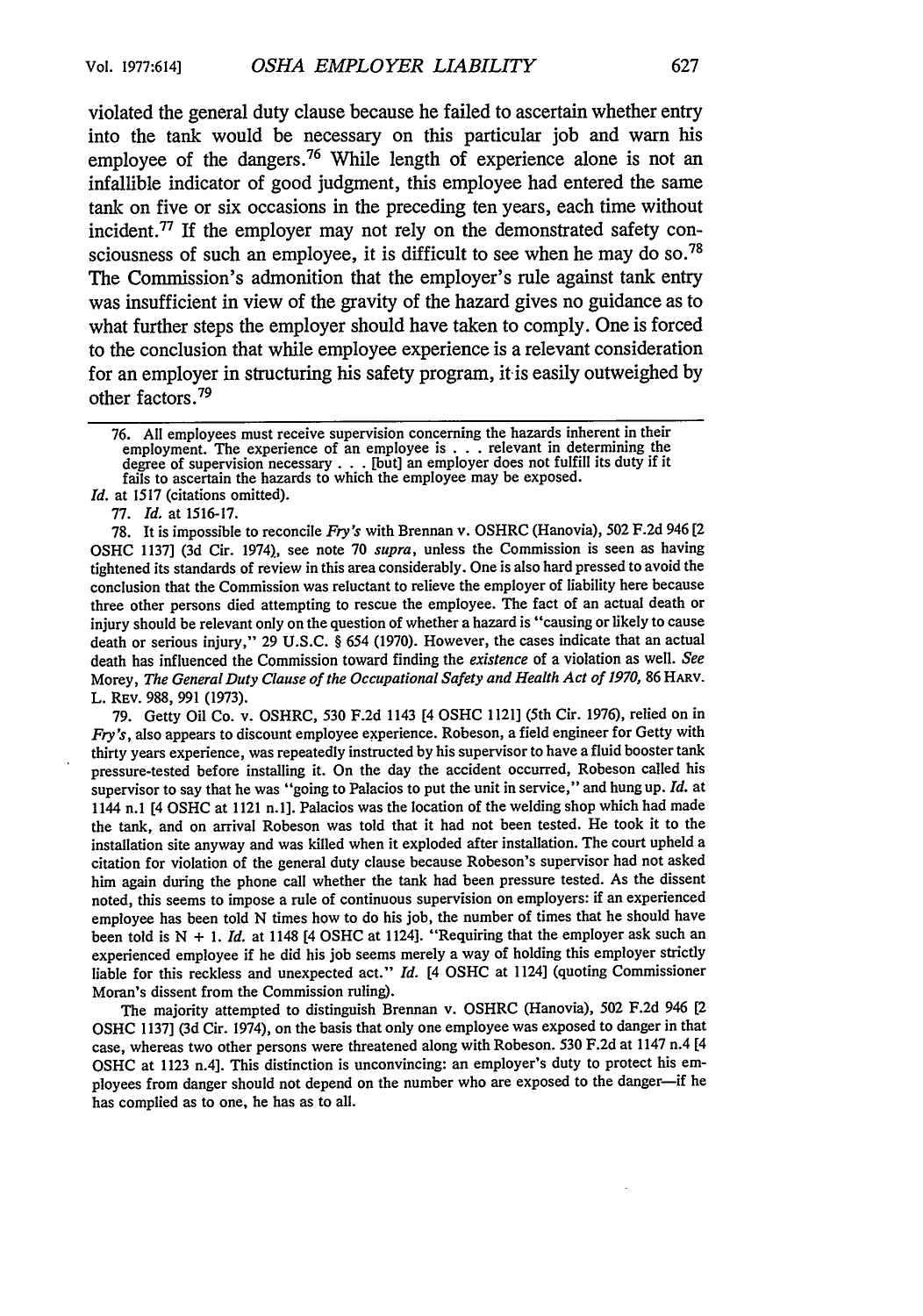violated the general duty clause because he failed to ascertain whether entry into the tank would be necessary on this particular job and warn his employee of the dangers.[76] While length of experience alone is not an infallible indicator of good judgment, this employee had entered the same tank on five or six occasions in the preceding ten years, each time without incident.[77] If the employer may not rely on the demonstrated safety consciousness of such an employee, it is difficult to see when he may do so.[78] The Commission's admonition that the employer's rule against tank entry was insufficient in view of the gravity of the hazard gives no guidance as to what further steps the employer should have taken to comply. One is forced to the conclusion that while employee experience is a relevant consideration for an employer in structuring his safety program, it is easily outweighed by other factors.[79]

---

76. All employees must receive supervision concerning the hazards inherent in their employment. The experience of an employee is . . . relevant in determining the degree of supervision necessary . . . [but] an employer does not fulfill its duty if it fails to ascertain the hazards to which the employee may be exposed.

*Id.* at 1517 (citations omitted).

77. *Id.* at 1516-17.

78. It is impossible to reconcile *Fry's* with Brennan v. OSHRC (Hanovia), 502 F.2d 946 [2 OSHC 1137] (3d Cir. 1974), see note 70 *supra*, unless the Commission is seen as having tightened its standards of review in this area considerably. One is also hard pressed to avoid the conclusion that the Commission was reluctant to relieve the employer of liability here because three other persons died attempting to rescue the employee. The fact of an actual death or injury should be relevant only on the question of whether a hazard is "causing or likely to cause death or serious injury," 29 U.S.C. § 654 (1970). However, the cases indicate that an actual death has influenced the Commission toward finding the *existence* of a violation as well. *See* Morey, *The General Duty Clause of the Occupational Safety and Health Act of 1970,* 86 HARV. L. REV. 988, 991 (1973).

79. Getty Oil Co. v. OSHRC, 530 F.2d 1143 [4 OSHC 1121] (5th Cir. 1976), relied on in *Fry's*, also appears to discount employee experience. Robeson, a field engineer for Getty with thirty years experience, was repeatedly instructed by his supervisor to have a fluid booster tank pressure-tested before installing it. On the day the accident occurred, Robeson called his supervisor to say that he was "going to Palacios to put the unit in service," and hung up. *Id.* at 1144 n.1 [4 OSHC at 1121 n.1]. Palacios was the location of the welding shop which had made the tank, and on arrival Robeson was told that it had not been tested. He took it to the installation site anyway and was killed when it exploded after installation. The court upheld a citation for violation of the general duty clause because Robeson's supervisor had not asked him again during the phone call whether the tank had been pressure tested. As the dissent noted, this seems to impose a rule of continuous supervision on employers: if an experienced employee has been told N times how to do his job, the number of times that he should have been told is N + 1. *Id.* at 1148 [4 OSHC at 1124]. "Requiring that the employer ask such an experienced employee if he did his job seems merely a way of holding this employer strictly liable for this reckless and unexpected act." *Id.* [4 OSHC at 1124] (quoting Commissioner Moran's dissent from the Commission ruling).

The majority attempted to distinguish Brennan v. OSHRC (Hanovia), 502 F.2d 946 [2 OSHC 1137] (3d Cir. 1974), on the basis that only one employee was exposed to danger in that case, whereas two other persons were threatened along with Robeson. 530 F.2d at 1147 n.4 [4 OSHC at 1123 n.4]. This distinction is unconvincing: an employer's duty to protect his employees from danger should not depend on the number who are exposed to the danger—if he has complied as to one, he has as to all.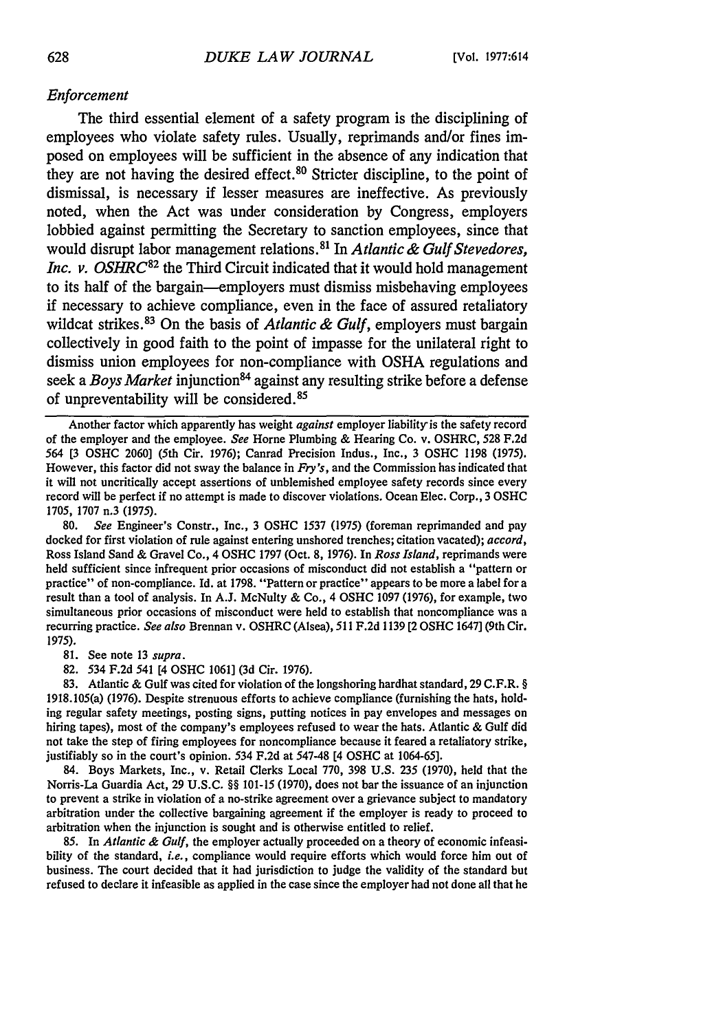*Enforcement*

The third essential element of a safety program is the disciplining of employees who violate safety rules. Usually, reprimands and/or fines imposed on employees will be sufficient in the absence of any indication that they are not having the desired effect.[80] Stricter discipline, to the point of dismissal, is necessary if lesser measures are ineffective. As previously noted, when the Act was under consideration by Congress, employers lobbied against permitting the Secretary to sanction employees, since that would disrupt labor management relations.[81] In *Atlantic & Gulf Stevedores, Inc. v. OSHRC*[82] the Third Circuit indicated that it would hold management to its half of the bargain—employers must dismiss misbehaving employees if necessary to achieve compliance, even in the face of assured retaliatory wildcat strikes.[83] On the basis of *Atlantic & Gulf*, employers must bargain collectively in good faith to the point of impasse for the unilateral right to dismiss union employees for non-compliance with OSHA regulations and seek a *Boys Market* injunction[84] against any resulting strike before a defense of unpreventability will be considered.[85]

---

Another factor which apparently has weight *against* employer liability is the safety record of the employer and the employee. *See* Horne Plumbing & Hearing Co. v. OSHRC, 528 F.2d 564 [3 OSHC 2060] (5th Cir. 1976); Canrad Precision Indus., Inc., 3 OSHC 1198 (1975). However, this factor did not sway the balance in *Fry's*, and the Commission has indicated that it will not uncritically accept assertions of unblemished employee safety records since every record will be perfect if no attempt is made to discover violations. Ocean Elec. Corp., 3 OSHC 1705, 1707 n.3 (1975).

80. *See* Engineer's Constr., Inc., 3 OSHC 1537 (1975) (foreman reprimanded and pay docked for first violation of rule against entering unshored trenches; citation vacated); *accord*, Ross Island Sand & Gravel Co., 4 OSHC 1797 (Oct. 8, 1976). In *Ross Island*, reprimands were held sufficient since infrequent prior occasions of misconduct did not establish a "pattern or practice" of non-compliance. Id. at 1798. "Pattern or practice" appears to be more a label for a result than a tool of analysis. In A.J. McNulty & Co., 4 OSHC 1097 (1976), for example, two simultaneous prior occasions of misconduct were held to establish that noncompliance was a recurring practice. *See also* Brennan v. OSHRC (Alsea), 511 F.2d 1139 [2 OSHC 1647] (9th Cir. 1975).

81. See note 13 *supra*.

82. 534 F.2d 541 [4 OSHC 1061] (3d Cir. 1976).

83. Atlantic & Gulf was cited for violation of the longshoring hardhat standard, 29 C.F.R. § 1918.105(a) (1976). Despite strenuous efforts to achieve compliance (furnishing the hats, holding regular safety meetings, posting signs, putting notices in pay envelopes and messages on hiring tapes), most of the company's employees refused to wear the hats. Atlantic & Gulf did not take the step of firing employees for noncompliance because it feared a retaliatory strike, justifiably so in the court's opinion. 534 F.2d at 547-48 [4 OSHC at 1064-65].

84. Boys Markets, Inc., v. Retail Clerks Local 770, 398 U.S. 235 (1970), held that the Norris-La Guardia Act, 29 U.S.C. §§ 101-15 (1970), does not bar the issuance of an injunction to prevent a strike in violation of a no-strike agreement over a grievance subject to mandatory arbitration under the collective bargaining agreement if the employer is ready to proceed to arbitration when the injunction is sought and is otherwise entitled to relief.

85. In *Atlantic & Gulf*, the employer actually proceeded on a theory of economic infeasibility of the standard, *i.e.*, compliance would require efforts which would force him out of business. The court decided that it had jurisdiction to judge the validity of the standard but refused to declare it infeasible as applied in the case since the employer had not done all that he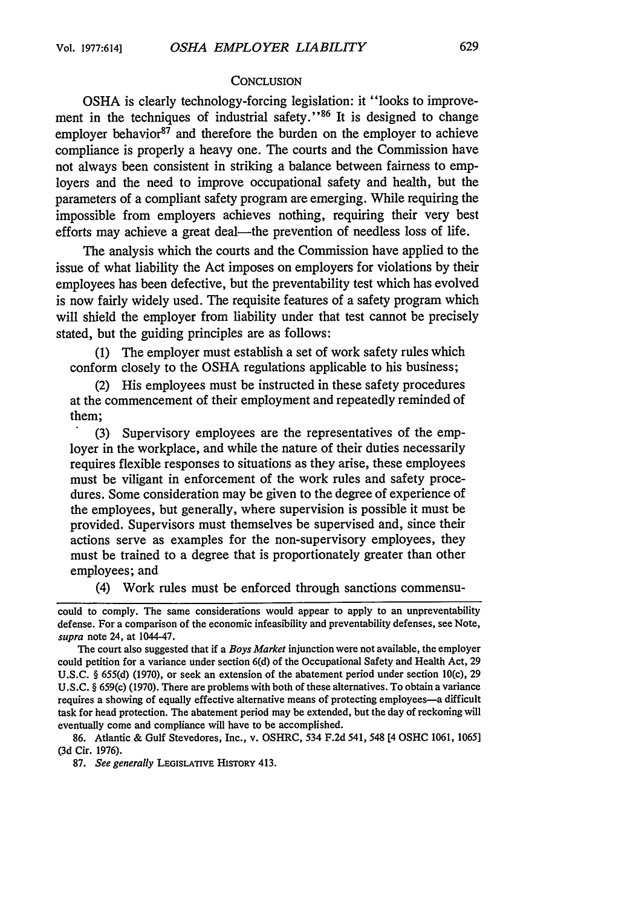## CONCLUSION

OSHA is clearly technology-forcing legislation: it "looks to improvement in the techniques of industrial safety."[86] It is designed to change employer behavior[87] and therefore the burden on the employer to achieve compliance is properly a heavy one. The courts and the Commission have not always been consistent in striking a balance between fairness to employers and the need to improve occupational safety and health, but the parameters of a compliant safety program are emerging. While requiring the impossible from employers achieves nothing, requiring their very best efforts may achieve a great deal—the prevention of needless loss of life.

The analysis which the courts and the Commission have applied to the issue of what liability the Act imposes on employers for violations by their employees has been defective, but the preventability test which has evolved is now fairly widely used. The requisite features of a safety program which will shield the employer from liability under that test cannot be precisely stated, but the guiding principles are as follows:

(1) The employer must establish a set of work safety rules which conform closely to the OSHA regulations applicable to his business;

(2) His employees must be instructed in these safety procedures at the commencement of their employment and repeatedly reminded of them;

(3) Supervisory employees are the representatives of the employer in the workplace, and while the nature of their duties necessarily requires flexible responses to situations as they arise, these employees must be viligant in enforcement of the work rules and safety procedures. Some consideration may be given to the degree of experience of the employees, but generally, where supervision is possible it must be provided. Supervisors must themselves be supervised and, since their actions serve as examples for the non-supervisory employees, they must be trained to a degree that is proportionately greater than other employees; and

(4) Work rules must be enforced through sanctions commensu-

---

could to comply. The same considerations would appear to apply to an unpreventability defense. For a comparison of the economic infeasibility and preventability defenses, see Note, *supra* note 24, at 1044-47.

The court also suggested that if a *Boys Market* injunction were not available, the employer could petition for a variance under section 6(d) of the Occupational Safety and Health Act, 29 U.S.C. § 655(d) (1970), or seek an extension of the abatement period under section 10(c), 29 U.S.C. § 659(c) (1970). There are problems with both of these alternatives. To obtain a variance requires a showing of equally effective alternative means of protecting employees—a difficult task for head protection. The abatement period may be extended, but the day of reckoning will eventually come and compliance will have to be accomplished.

86. Atlantic & Gulf Stevedores, Inc., v. OSHRC, 534 F.2d 541, 548 [4 OSHC 1061, 1065] (3d Cir. 1976).

87. *See generally* LEGISLATIVE HISTORY 413.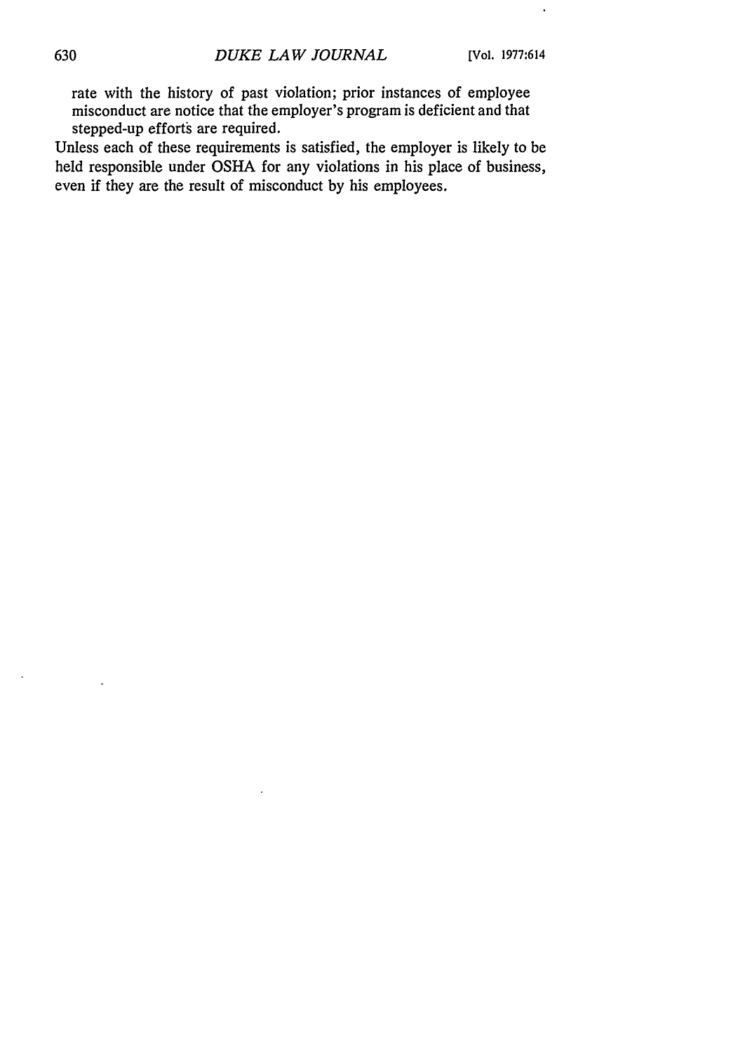rate with the history of past violation; prior instances of employee misconduct are notice that the employer's program is deficient and that stepped-up efforts are required.

Unless each of these requirements is satisfied, the employer is likely to be held responsible under OSHA for any violations in his place of business, even if they are the result of misconduct by his employees.